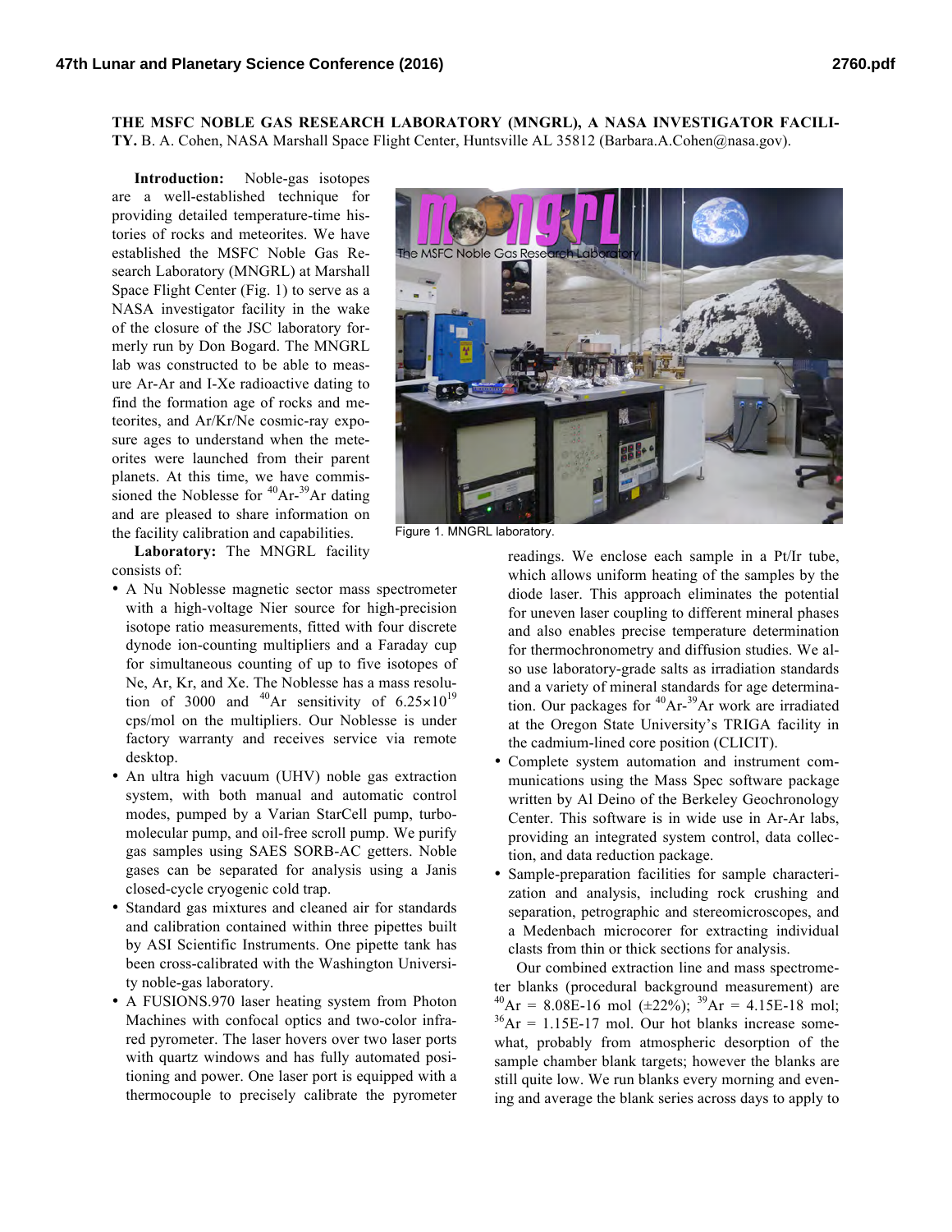# THE MSFC NOBLE GAS RESEARCH LABORATORY (MNGRL), A NASA INVESTIGATOR FACILITY.

B. A. Cohen, NASA Marshall Space Flight Center, Huntsville AL 35812 (Barbara.A.Cohen@nasa.gov).

**Introduction:** Noble-gas isotopes are a well-established technique for providing detailed temperature-time histories of rocks and meteorites. We have established the MSFC Noble Gas Research Laboratory (MNGRL) at Marshall Space Flight Center (Fig. 1) to serve as a NASA investigator facility in the wake of the closure of the JSC laboratory formerly run by Don Bogard. The MNGRL lab was constructed to be able to measure Ar-Ar and I-Xe radioactive dating to find the formation age of rocks and meteorites, and Ar/Kr/Ne cosmic-ray exposure ages to understand when the meteorites were launched from their parent planets. At this time, we have commissioned the Noblesse for $^{40}$Ar-$^{39}$Ar dating and are pleased to share information on the facility calibration and capabilities.

Figure 1. MNGRL laboratory.

**Laboratory:** The MNGRL facility consists of:

- A Nu Noblesse magnetic sector mass spectrometer with a high-voltage Nier source for high-precision isotope ratio measurements, fitted with four discrete dynode ion-counting multipliers and a Faraday cup for simultaneous counting of up to five isotopes of Ne, Ar, Kr, and Xe. The Noblesse has a mass resolution of 3000 and $^{40}$Ar sensitivity of $6.25\times10^{19}$ cps/mol on the multipliers. Our Noblesse is under factory warranty and receives service via remote desktop.
- An ultra high vacuum (UHV) noble gas extraction system, with both manual and automatic control modes, pumped by a Varian StarCell pump, turbomolecular pump, and oil-free scroll pump. We purify gas samples using SAES SORB-AC getters. Noble gases can be separated for analysis using a Janis closed-cycle cryogenic cold trap.
- Standard gas mixtures and cleaned air for standards and calibration contained within three pipettes built by ASI Scientific Instruments. One pipette tank has been cross-calibrated with the Washington University noble-gas laboratory.
- A FUSIONS.970 laser heating system from Photon Machines with confocal optics and two-color infrared pyrometer. The laser hovers over two laser ports with quartz windows and has fully automated positioning and power. One laser port is equipped with a thermocouple to precisely calibrate the pyrometer readings. We enclose each sample in a Pt/Ir tube, which allows uniform heating of the samples by the diode laser. This approach eliminates the potential for uneven laser coupling to different mineral phases and also enables precise temperature determination for thermochronometry and diffusion studies. We also use laboratory-grade salts as irradiation standards and a variety of mineral standards for age determination. Our packages for $^{40}$Ar-$^{39}$Ar work are irradiated at the Oregon State University's TRIGA facility in the cadmium-lined core position (CLICIT).
- Complete system automation and instrument communications using the Mass Spec software package written by Al Deino of the Berkeley Geochronology Center. This software is in wide use in Ar-Ar labs, providing an integrated system control, data collection, and data reduction package.
- Sample-preparation facilities for sample characterization and analysis, including rock crushing and separation, petrographic and stereomicroscopes, and a Medenbach microcorer for extracting individual clasts from thin or thick sections for analysis.

Our combined extraction line and mass spectrometer blanks (procedural background measurement) are $^{40}$Ar = 8.08E-16 mol (±22%); $^{39}$Ar = 4.15E-18 mol; $^{36}$Ar = 1.15E-17 mol. Our hot blanks increase somewhat, probably from atmospheric desorption of the sample chamber blank targets; however the blanks are still quite low. We run blanks every morning and evening and average the blank series across days to apply to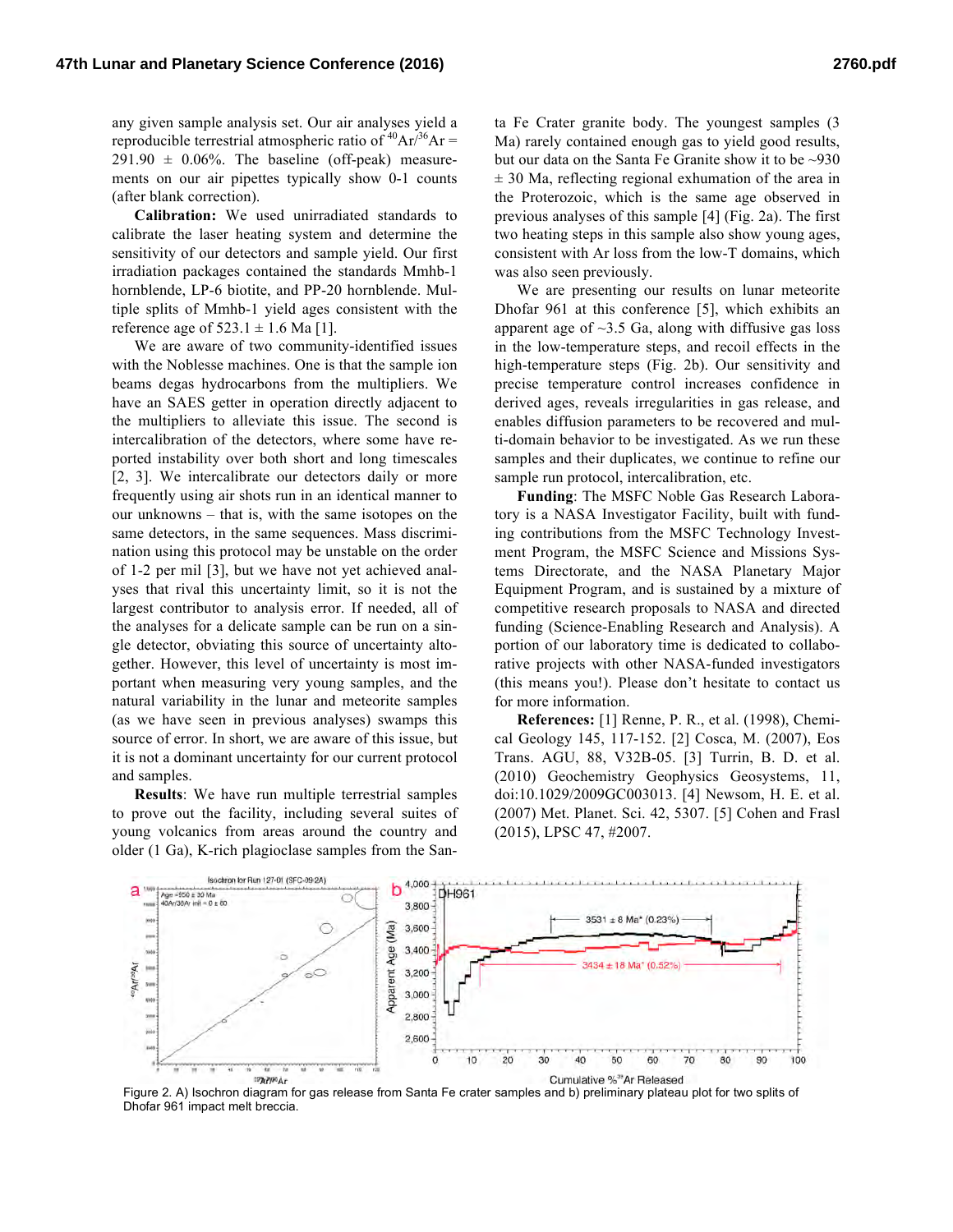any given sample analysis set. Our air analyses yield a reproducible terrestrial atmospheric ratio of $^{40}Ar/^{36}Ar$ = 291.90 ± 0.06%. The baseline (off-peak) measurements on our air pipettes typically show 0-1 counts (after blank correction).

**Calibration:** We used unirradiated standards to calibrate the laser heating system and determine the sensitivity of our detectors and sample yield. Our first irradiation packages contained the standards Mmhb-1 hornblende, LP-6 biotite, and PP-20 hornblende. Multiple splits of Mmhb-1 yield ages consistent with the reference age of 523.1 ± 1.6 Ma [1].

We are aware of two community-identified issues with the Noblesse machines. One is that the sample ion beams degas hydrocarbons from the multipliers. We have an SAES getter in operation directly adjacent to the multipliers to alleviate this issue. The second is intercalibration of the detectors, where some have reported instability over both short and long timescales [2, 3]. We intercalibrate our detectors daily or more frequently using air shots run in an identical manner to our unknowns – that is, with the same isotopes on the same detectors, in the same sequences. Mass discrimination using this protocol may be unstable on the order of 1-2 per mil [3], but we have not yet achieved analyses that rival this uncertainty limit, so it is not the largest contributor to analysis error. If needed, all of the analyses for a delicate sample can be run on a single detector, obviating this source of uncertainty altogether. However, this level of uncertainty is most important when measuring very young samples, and the natural variability in the lunar and meteorite samples (as we have seen in previous analyses) swamps this source of error. In short, we are aware of this issue, but it is not a dominant uncertainty for our current protocol and samples.

**Results**: We have run multiple terrestrial samples to prove out the facility, including several suites of young volcanics from areas around the country and older (1 Ga), K-rich plagioclase samples from the Santa Fe Crater granite body. The youngest samples (3 Ma) rarely contained enough gas to yield good results, but our data on the Santa Fe Granite show it to be ~930 ± 30 Ma, reflecting regional exhumation of the area in the Proterozoic, which is the same age observed in previous analyses of this sample [4] (Fig. 2a). The first two heating steps in this sample also show young ages, consistent with Ar loss from the low-T domains, which was also seen previously.

We are presenting our results on lunar meteorite Dhofar 961 at this conference [5], which exhibits an apparent age of ~3.5 Ga, along with diffusive gas loss in the low-temperature steps, and recoil effects in the high-temperature steps (Fig. 2b). Our sensitivity and precise temperature control increases confidence in derived ages, reveals irregularities in gas release, and enables diffusion parameters to be recovered and multi-domain behavior to be investigated. As we run these samples and their duplicates, we continue to refine our sample run protocol, intercalibration, etc.

**Funding**: The MSFC Noble Gas Research Laboratory is a NASA Investigator Facility, built with funding contributions from the MSFC Technology Investment Program, the MSFC Science and Missions Systems Directorate, and the NASA Planetary Major Equipment Program, and is sustained by a mixture of competitive research proposals to NASA and directed funding (Science-Enabling Research and Analysis). A portion of our laboratory time is dedicated to collaborative projects with other NASA-funded investigators (this means you!). Please don't hesitate to contact us for more information.

**References:** [1] Renne, P. R., et al. (1998), Chemical Geology 145, 117-152. [2] Cosca, M. (2007), Eos Trans. AGU, 88, V32B-05. [3] Turrin, B. D. et al. (2010) Geochemistry Geophysics Geosystems, 11, doi:10.1029/2009GC003013. [4] Newsom, H. E. et al. (2007) Met. Planet. Sci. 42, 5307. [5] Cohen and Frasl (2015), LPSC 47, #2007.

a
Isochron for Run 127-01 (SFC-09-2A)
Age =950 ± 30 Ma
40Ar/36Ar init = 0 ± 60
$^{40}Ar/^{36}Ar$
$^{39}Ar/^{36}Ar$

b
DH961
3531 ± 8 Ma* (0.23%)
3434 ± 18 Ma* (0.52%)
Apparent Age (Ma)
4,000
3,800
3,600
3,400
3,200
3,000
2,800
2,600
0 10 20 30 40 50 60 70 80 90 100
Cumulative %$^{39}$Ar Released

Figure 2. A) Isochron diagram for gas release from Santa Fe crater samples and b) preliminary plateau plot for two splits of Dhofar 961 impact melt breccia.